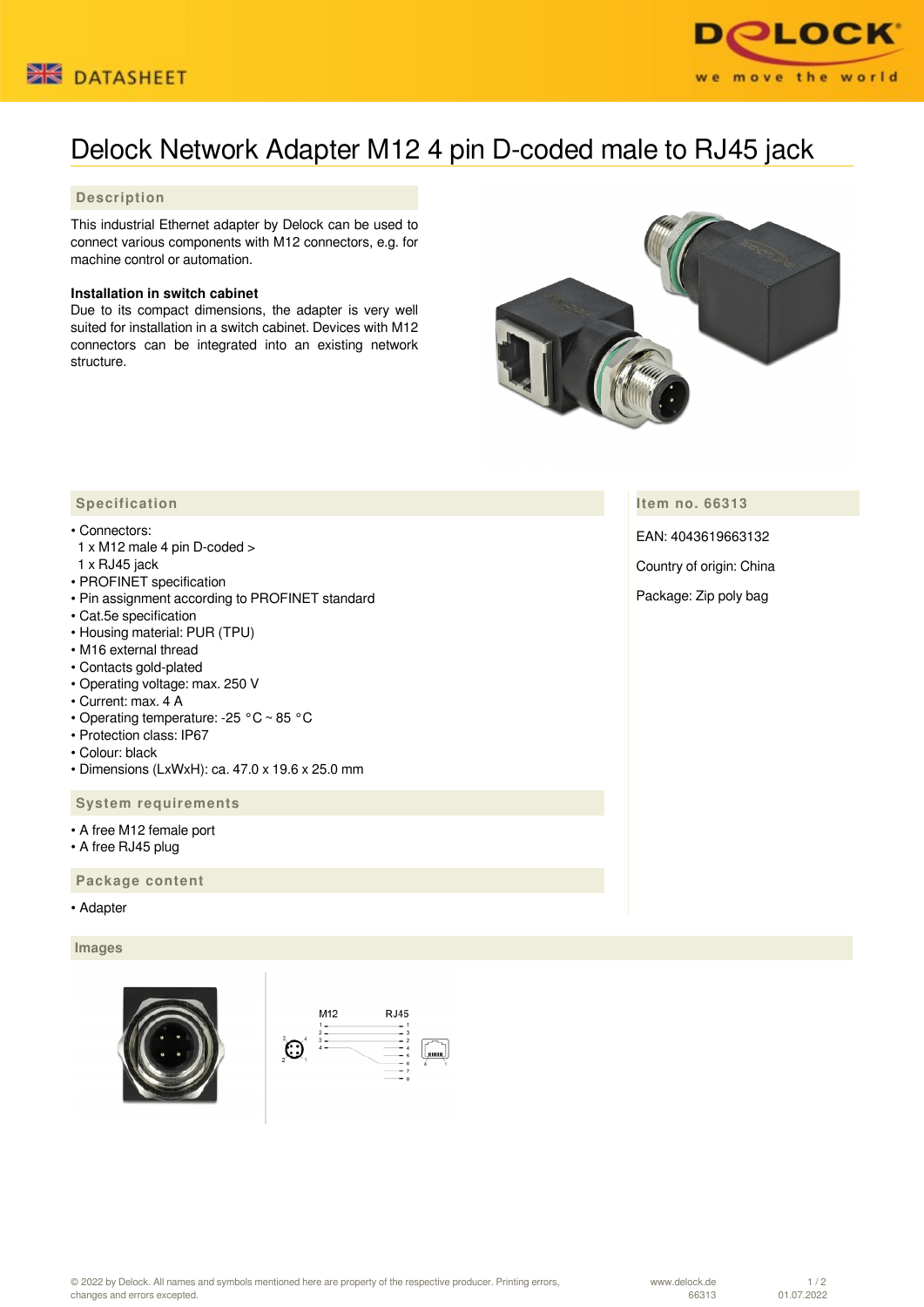DATASHEET

# Delock Network Adapter M12 4 pin D-coded male to RJ45 jack

## Description

This industrial Ethernet adapter by Delock can be used to connect various components with M12 connectors, e.g. for machine control or automation.

**Installation in switch cabinet**
Due to its compact dimensions, the adapter is very well suited for installation in a switch cabinet. Devices with M12 connectors can be integrated into an existing network structure.

## Specification

- Connectors:
  1 x M12 male 4 pin D-coded >
  1 x RJ45 jack
- PROFINET specification
- Pin assignment according to PROFINET standard
- Cat.5e specification
- Housing material: PUR (TPU)
- M16 external thread
- Contacts gold-plated
- Operating voltage: max. 250 V
- Current: max. 4 A
- Operating temperature: -25 °C ~ 85 °C
- Protection class: IP67
- Colour: black
- Dimensions (LxWxH): ca. 47.0 x 19.6 x 25.0 mm

## Item no. 66313

EAN: 4043619663132

Country of origin: China

Package: Zip poly bag

## System requirements

- A free M12 female port
- A free RJ45 plug

## Package content

- Adapter

## Images

M12 RJ45

© 2022 by Delock. All names and symbols mentioned here are property of the respective producer. Printing errors, changes and errors excepted.

www.delock.de 66313 01.07.2022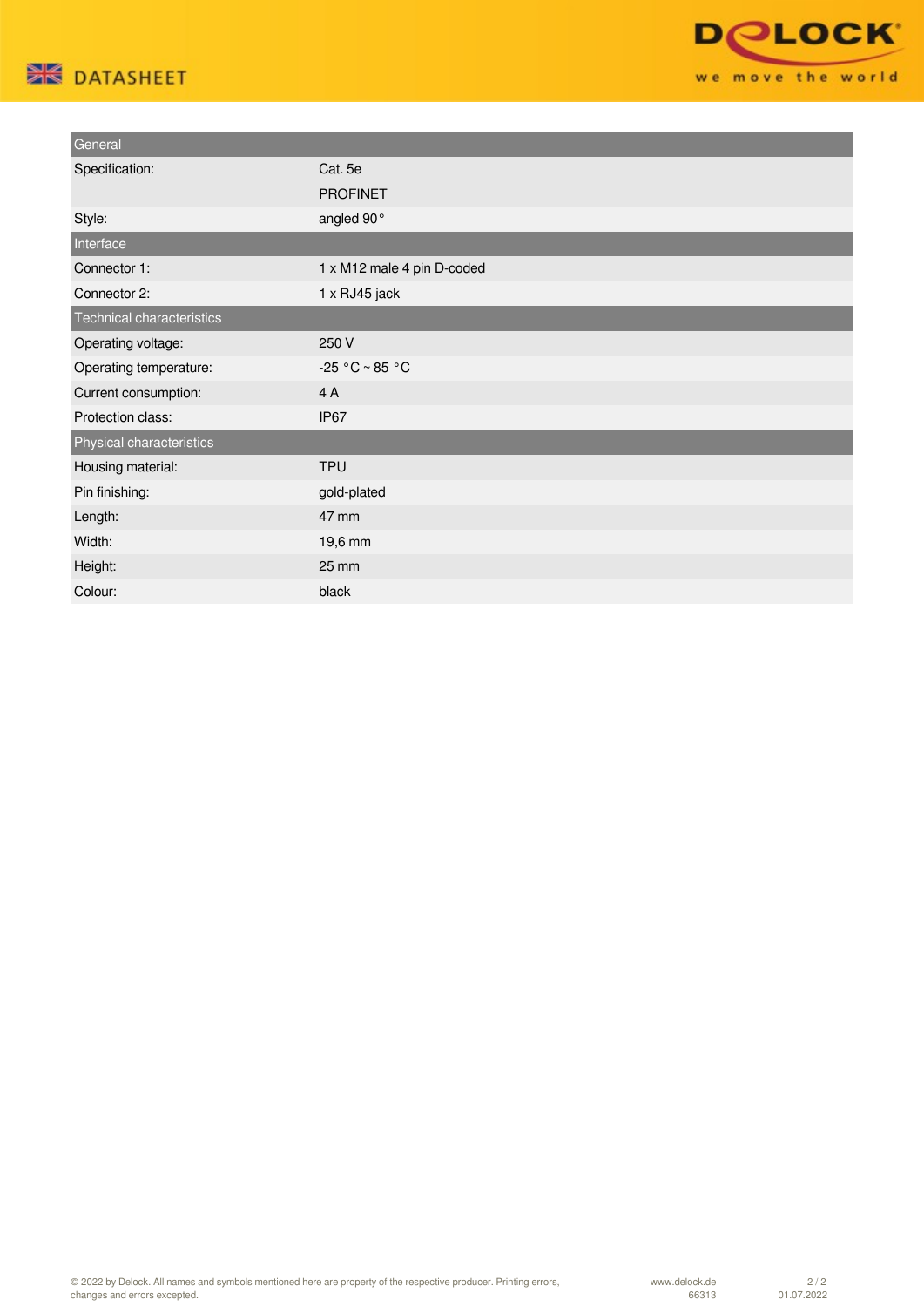| | |
|---|---|
| **General** | |
| Specification: | Cat. 5e<br>PROFINET |
| Style: | angled 90° |
| **Interface** | |
| Connector 1: | 1 x M12 male 4 pin D-coded |
| Connector 2: | 1 x RJ45 jack |
| **Technical characteristics** | |
| Operating voltage: | 250 V |
| Operating temperature: | -25 °C ~ 85 °C |
| Current consumption: | 4 A |
| Protection class: | IP67 |
| **Physical characteristics** | |
| Housing material: | TPU |
| Pin finishing: | gold-plated |
| Length: | 47 mm |
| Width: | 19,6 mm |
| Height: | 25 mm |
| Colour: | black |

© 2022 by Delock. All names and symbols mentioned here are property of the respective producer. Printing errors, changes and errors excepted.

www.delock.de
66313
01.07.2022